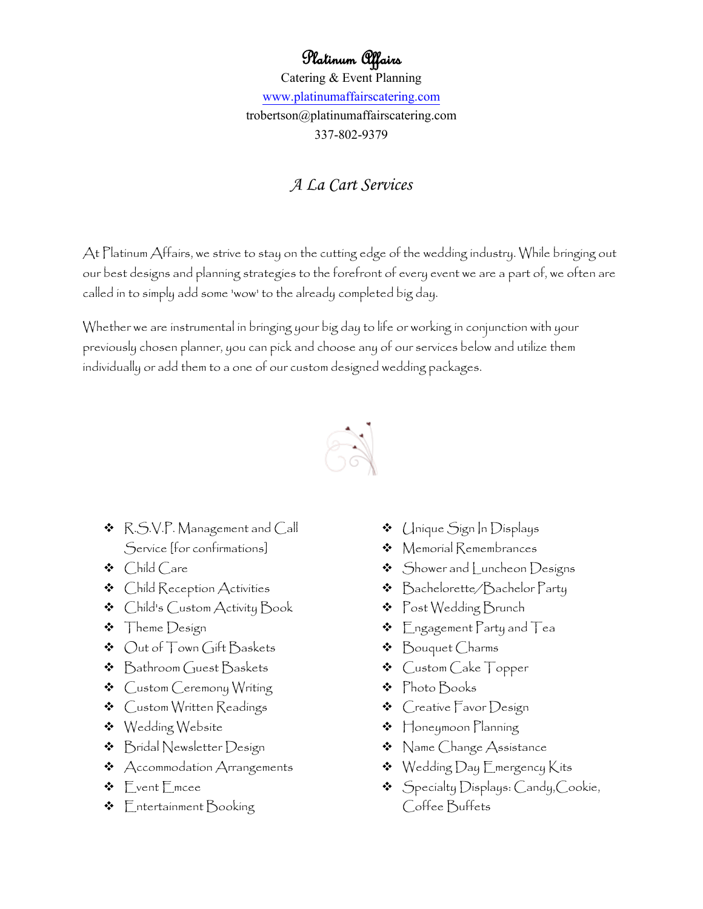# Platinum Affairs

Catering & Event Planning

www.platinumaffairscatering.com

trobertson@platinumaffairscatering.com

337-802-9379

## *A La Cart Services*

At Platinum Affairs, we strive to stay on the cutting edge of the wedding industry. While bringing out our best designs and planning strategies to the forefront of every event we are a part of, we often are called in to simply add some 'wow' to the already completed big day.

Whether we are instrumental in bringing your big day to life or working in conjunction with your previously chosen planner, you can pick and choose any of our services below and utilize them individually or add them to a one of our custom designed wedding packages.

- R.S.V.P. Management and Call Service [for confirmations]
- Child Care
- Child Reception Activities
- Child's Custom Activity Book
- Theme Design
- Out of Town Gift Baskets
- Bathroom Guest Baskets
- Custom Ceremony Writing
- Custom Written Readings
- Wedding Website
- Bridal Newsletter Design
- Accommodation Arrangements
- Event Emcee
- Entertainment Booking
- Unique Sign In Displays
- Memorial Remembrances
- Shower and Luncheon Designs
- Bachelorette/Bachelor Party
- Post Wedding Brunch
- Engagement Party and Tea
- Bouquet Charms
- Custom Cake Topper
- Photo Books
- Creative Favor Design
- Honeymoon Planning
- Name Change Assistance
- Wedding Day Emergency Kits
- Specialty Displays: Candy,Cookie, Coffee Buffets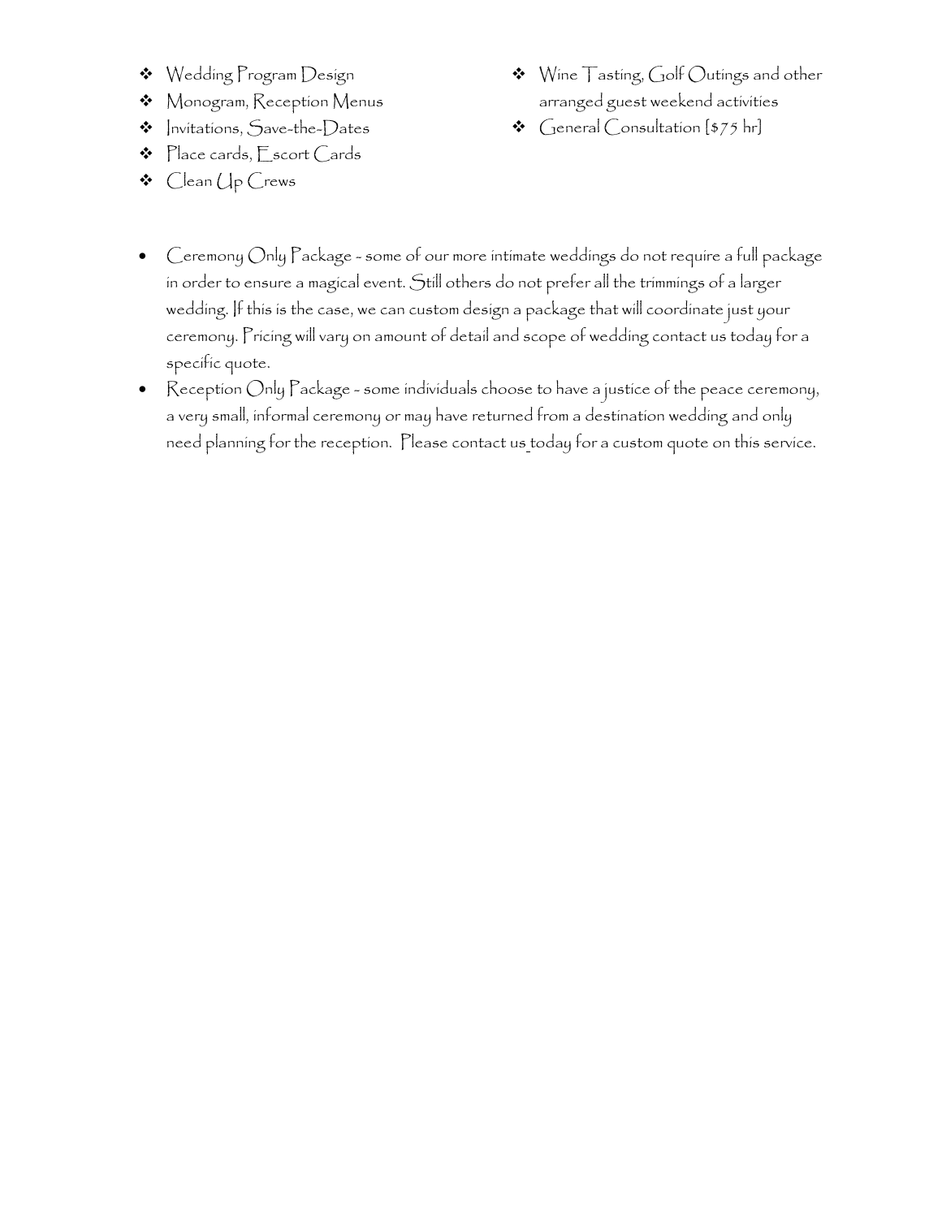- Wedding Program Design
- Monogram, Reception Menus
- Invitations, Save-the-Dates
- Place cards, Escort Cards
- Clean Up Crews
- Wine Tasting, Golf Outings and other arranged guest weekend activities
- General Consultation [$75 hr]

- Ceremony Only Package - some of our more intimate weddings do not require a full package in order to ensure a magical event. Still others do not prefer all the trimmings of a larger wedding. If this is the case, we can custom design a package that will coordinate just your ceremony. Pricing will vary on amount of detail and scope of wedding contact us today for a specific quote.
- Reception Only Package - some individuals choose to have a justice of the peace ceremony, a very small, informal ceremony or may have returned from a destination wedding and only need planning for the reception. Please contact us today for a custom quote on this service.